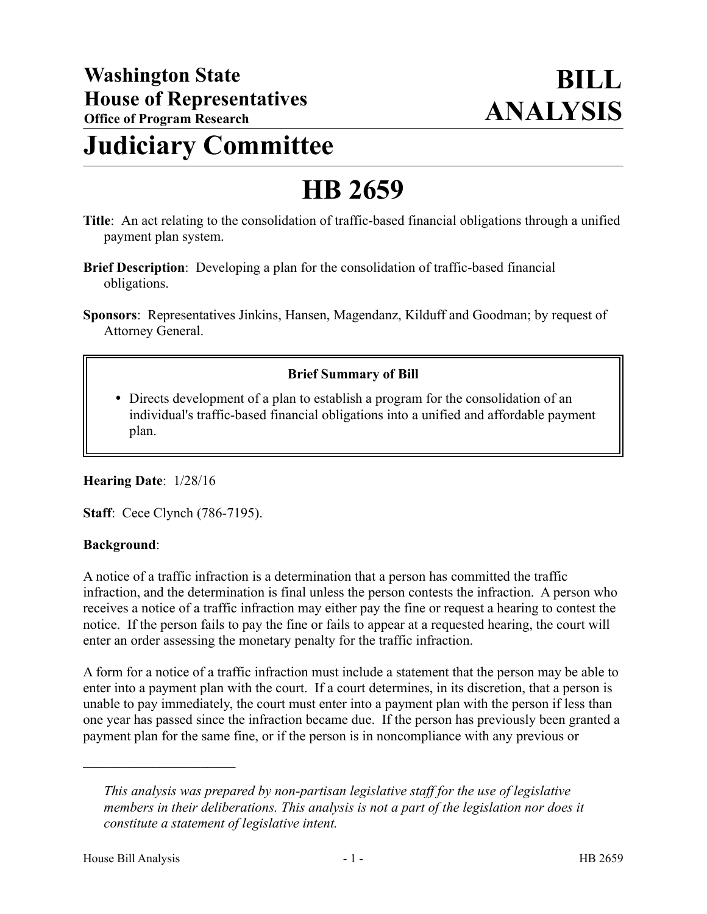# Washington State House of Representatives

**Office of Program Research**

# BILL ANALYSIS

# Judiciary Committee

# HB 2659

**Title**: An act relating to the consolidation of traffic-based financial obligations through a unified payment plan system.

**Brief Description**: Developing a plan for the consolidation of traffic-based financial obligations.

**Sponsors**: Representatives Jinkins, Hansen, Magendanz, Kilduff and Goodman; by request of Attorney General.

**Brief Summary of Bill**

- Directs development of a plan to establish a program for the consolidation of an individual's traffic-based financial obligations into a unified and affordable payment plan.

**Hearing Date**: 1/28/16

**Staff**: Cece Clynch (786-7195).

**Background**:

A notice of a traffic infraction is a determination that a person has committed the traffic infraction, and the determination is final unless the person contests the infraction. A person who receives a notice of a traffic infraction may either pay the fine or request a hearing to contest the notice. If the person fails to pay the fine or fails to appear at a requested hearing, the court will enter an order assessing the monetary penalty for the traffic infraction.

A form for a notice of a traffic infraction must include a statement that the person may be able to enter into a payment plan with the court. If a court determines, in its discretion, that a person is unable to pay immediately, the court must enter into a payment plan with the person if less than one year has passed since the infraction became due. If the person has previously been granted a payment plan for the same fine, or if the person is in noncompliance with any previous or

---

*This analysis was prepared by non-partisan legislative staff for the use of legislative members in their deliberations. This analysis is not a part of the legislation nor does it constitute a statement of legislative intent.*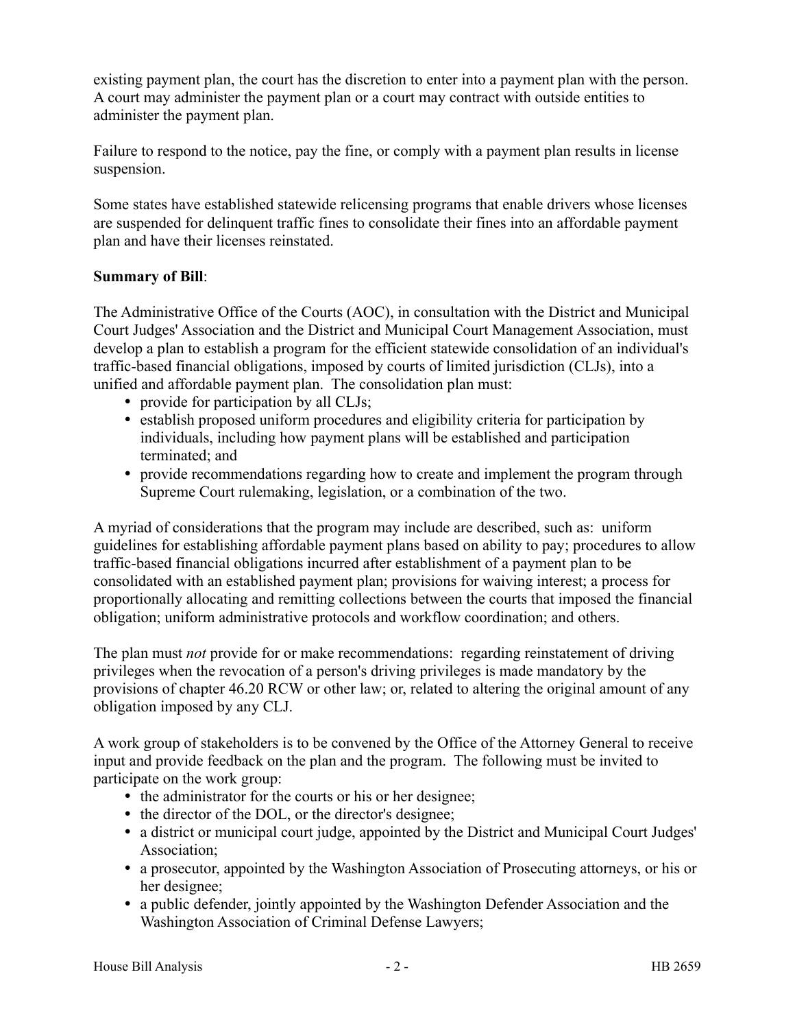existing payment plan, the court has the discretion to enter into a payment plan with the person. A court may administer the payment plan or a court may contract with outside entities to administer the payment plan.

Failure to respond to the notice, pay the fine, or comply with a payment plan results in license suspension.

Some states have established statewide relicensing programs that enable drivers whose licenses are suspended for delinquent traffic fines to consolidate their fines into an affordable payment plan and have their licenses reinstated.

**Summary of Bill**:

The Administrative Office of the Courts (AOC), in consultation with the District and Municipal Court Judges' Association and the District and Municipal Court Management Association, must develop a plan to establish a program for the efficient statewide consolidation of an individual's traffic-based financial obligations, imposed by courts of limited jurisdiction (CLJs), into a unified and affordable payment plan. The consolidation plan must:

- provide for participation by all CLJs;
- establish proposed uniform procedures and eligibility criteria for participation by individuals, including how payment plans will be established and participation terminated; and
- provide recommendations regarding how to create and implement the program through Supreme Court rulemaking, legislation, or a combination of the two.

A myriad of considerations that the program may include are described, such as: uniform guidelines for establishing affordable payment plans based on ability to pay; procedures to allow traffic-based financial obligations incurred after establishment of a payment plan to be consolidated with an established payment plan; provisions for waiving interest; a process for proportionally allocating and remitting collections between the courts that imposed the financial obligation; uniform administrative protocols and workflow coordination; and others.

The plan must *not* provide for or make recommendations: regarding reinstatement of driving privileges when the revocation of a person's driving privileges is made mandatory by the provisions of chapter 46.20 RCW or other law; or, related to altering the original amount of any obligation imposed by any CLJ.

A work group of stakeholders is to be convened by the Office of the Attorney General to receive input and provide feedback on the plan and the program. The following must be invited to participate on the work group:

- the administrator for the courts or his or her designee;
- the director of the DOL, or the director's designee;
- a district or municipal court judge, appointed by the District and Municipal Court Judges' Association;
- a prosecutor, appointed by the Washington Association of Prosecuting attorneys, or his or her designee;
- a public defender, jointly appointed by the Washington Defender Association and the Washington Association of Criminal Defense Lawyers;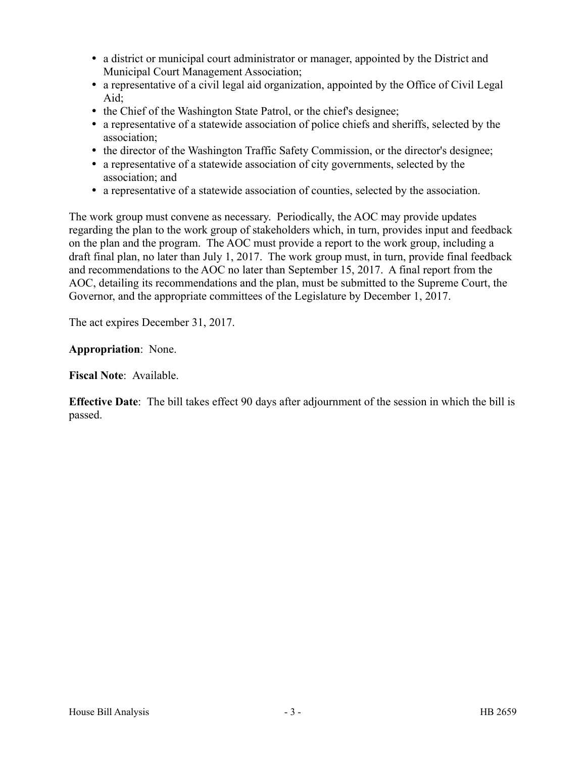- a district or municipal court administrator or manager, appointed by the District and Municipal Court Management Association;
- a representative of a civil legal aid organization, appointed by the Office of Civil Legal Aid;
- the Chief of the Washington State Patrol, or the chief's designee;
- a representative of a statewide association of police chiefs and sheriffs, selected by the association;
- the director of the Washington Traffic Safety Commission, or the director's designee;
- a representative of a statewide association of city governments, selected by the association; and
- a representative of a statewide association of counties, selected by the association.

The work group must convene as necessary. Periodically, the AOC may provide updates regarding the plan to the work group of stakeholders which, in turn, provides input and feedback on the plan and the program. The AOC must provide a report to the work group, including a draft final plan, no later than July 1, 2017. The work group must, in turn, provide final feedback and recommendations to the AOC no later than September 15, 2017. A final report from the AOC, detailing its recommendations and the plan, must be submitted to the Supreme Court, the Governor, and the appropriate committees of the Legislature by December 1, 2017.

The act expires December 31, 2017.

**Appropriation**: None.

**Fiscal Note**: Available.

**Effective Date**: The bill takes effect 90 days after adjournment of the session in which the bill is passed.